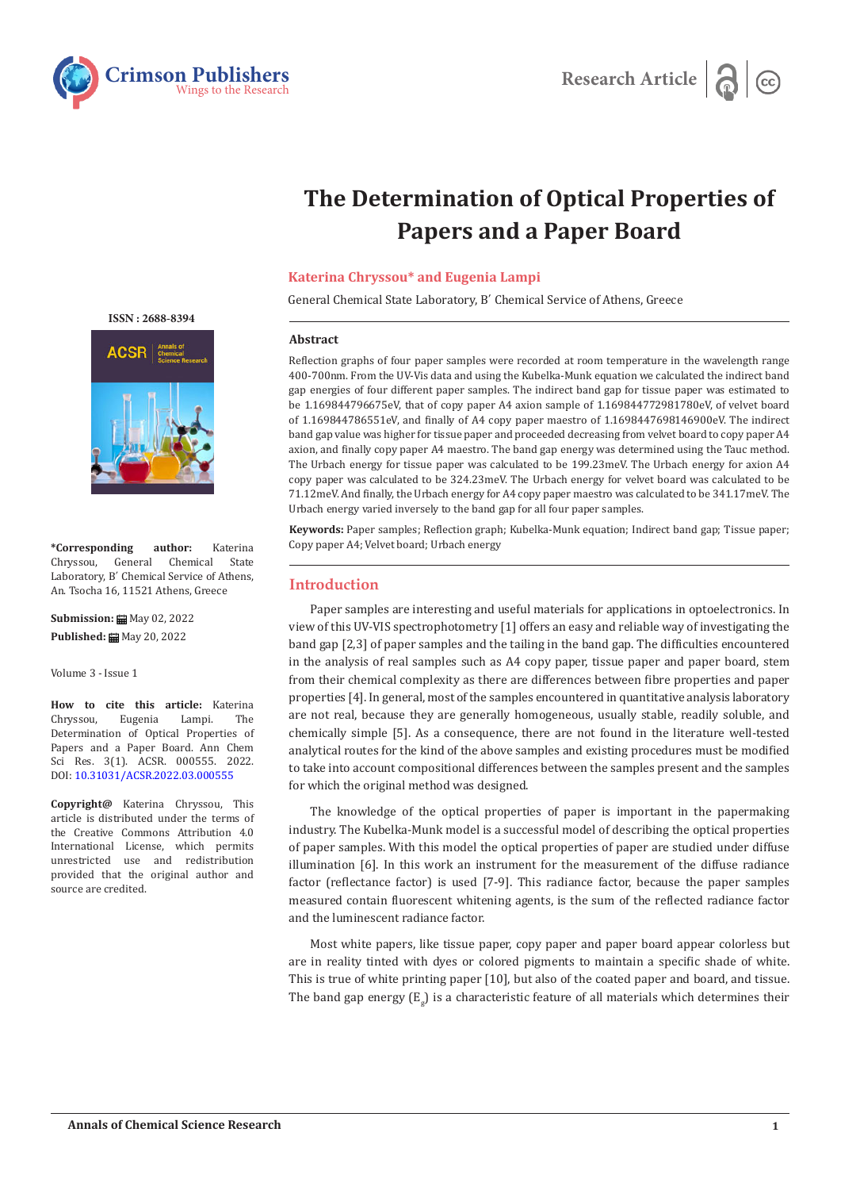Research Article

# The Determination of Optical Properties of Papers and a Paper Board

**Katerina Chryssou* and Eugenia Lampi**

General Chemical State Laboratory, B΄ Chemical Service of Athens, Greece

ISSN : 2688-8394

**\*Corresponding author:** Katerina Chryssou, General Chemical State Laboratory, B΄ Chemical Service of Athens, An. Tsocha 16, 11521 Athens, Greece

**Submission:** May 02, 2022

**Published:** May 20, 2022

Volume 3 - Issue 1

**How to cite this article:** Katerina Chryssou, Eugenia Lampi. The Determination of Optical Properties of Papers and a Paper Board. Ann Chem Sci Res. 3(1). ACSR. 000555. 2022. DOI: 10.31031/ACSR.2022.03.000555

**Copyright@** Katerina Chryssou, This article is distributed under the terms of the Creative Commons Attribution 4.0 International License, which permits unrestricted use and redistribution provided that the original author and source are credited.

## Abstract

Reflection graphs of four paper samples were recorded at room temperature in the wavelength range 400-700nm. From the UV-Vis data and using the Kubelka-Munk equation we calculated the indirect band gap energies of four different paper samples. The indirect band gap for tissue paper was estimated to be 1.169844796675eV, that of copy paper A4 axion sample of 1.169844772981780eV, of velvet board of 1.169844786551eV, and finally of A4 copy paper maestro of 1.1698447698146900eV. The indirect band gap value was higher for tissue paper and proceeded decreasing from velvet board to copy paper A4 axion, and finally copy paper A4 maestro. The band gap energy was determined using the Tauc method. The Urbach energy for tissue paper was calculated to be 199.23meV. The Urbach energy for axion A4 copy paper was calculated to be 324.23meV. The Urbach energy for velvet board was calculated to be 71.12meV. And finally, the Urbach energy for A4 copy paper maestro was calculated to be 341.17meV. The Urbach energy varied inversely to the band gap for all four paper samples.

**Keywords:** Paper samples; Reflection graph; Kubelka-Munk equation; Indirect band gap; Tissue paper; Copy paper A4; Velvet board; Urbach energy

## Introduction

Paper samples are interesting and useful materials for applications in optoelectronics. In view of this UV-VIS spectrophotometry [1] offers an easy and reliable way of investigating the band gap [2,3] of paper samples and the tailing in the band gap. The difficulties encountered in the analysis of real samples such as A4 copy paper, tissue paper and paper board, stem from their chemical complexity as there are differences between fibre properties and paper properties [4]. In general, most of the samples encountered in quantitative analysis laboratory are not real, because they are generally homogeneous, usually stable, readily soluble, and chemically simple [5]. As a consequence, there are not found in the literature well-tested analytical routes for the kind of the above samples and existing procedures must be modified to take into account compositional differences between the samples present and the samples for which the original method was designed.

The knowledge of the optical properties of paper is important in the papermaking industry. The Kubelka-Munk model is a successful model of describing the optical properties of paper samples. With this model the optical properties of paper are studied under diffuse illumination [6]. In this work an instrument for the measurement of the diffuse radiance factor (reflectance factor) is used [7-9]. This radiance factor, because the paper samples measured contain fluorescent whitening agents, is the sum of the reflected radiance factor and the luminescent radiance factor.

Most white papers, like tissue paper, copy paper and paper board appear colorless but are in reality tinted with dyes or colored pigments to maintain a specific shade of white. This is true of white printing paper [10], but also of the coated paper and board, and tissue. The band gap energy ($E_g$) is a characteristic feature of all materials which determines their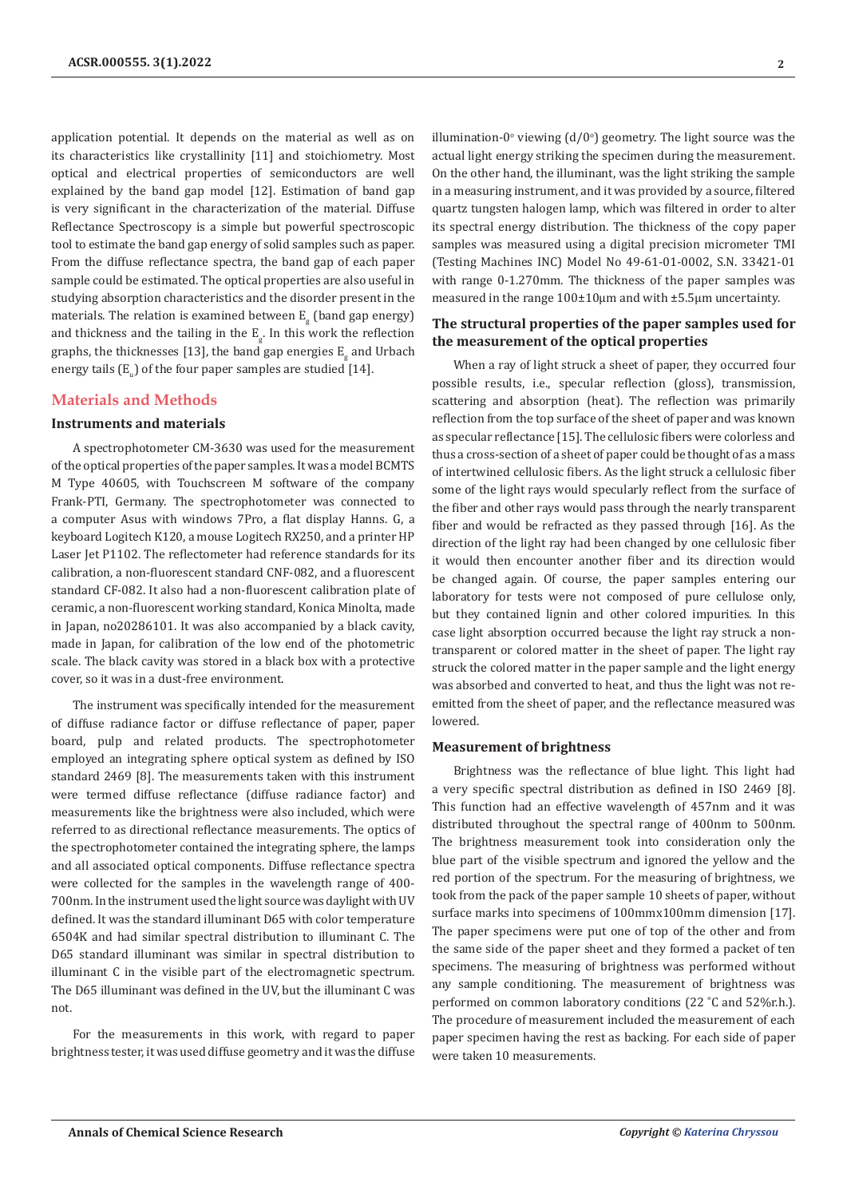application potential. It depends on the material as well as on its characteristics like crystallinity [11] and stoichiometry. Most optical and electrical properties of semiconductors are well explained by the band gap model [12]. Estimation of band gap is very significant in the characterization of the material. Diffuse Reflectance Spectroscopy is a simple but powerful spectroscopic tool to estimate the band gap energy of solid samples such as paper. From the diffuse reflectance spectra, the band gap of each paper sample could be estimated. The optical properties are also useful in studying absorption characteristics and the disorder present in the materials. The relation is examined between $E_g$ (band gap energy) and thickness and the tailing in the $E_g$. In this work the reflection graphs, the thicknesses [13], the band gap energies $E_g$ and Urbach energy tails ($E_u$) of the four paper samples are studied [14].

## Materials and Methods

### Instruments and materials

A spectrophotometer CM-3630 was used for the measurement of the optical properties of the paper samples. It was a model BCMTS M Type 40605, with Touchscreen M software of the company Frank-PTI, Germany. The spectrophotometer was connected to a computer Asus with windows 7Pro, a flat display Hanns. G, a keyboard Logitech K120, a mouse Logitech RX250, and a printer HP Laser Jet P1102. The reflectometer had reference standards for its calibration, a non-fluorescent standard CNF-082, and a fluorescent standard CF-082. It also had a non-fluorescent calibration plate of ceramic, a non-fluorescent working standard, Konica Minolta, made in Japan, no20286101. It was also accompanied by a black cavity, made in Japan, for calibration of the low end of the photometric scale. The black cavity was stored in a black box with a protective cover, so it was in a dust-free environment.

The instrument was specifically intended for the measurement of diffuse radiance factor or diffuse reflectance of paper, paper board, pulp and related products. The spectrophotometer employed an integrating sphere optical system as defined by ISO standard 2469 [8]. The measurements taken with this instrument were termed diffuse reflectance (diffuse radiance factor) and measurements like the brightness were also included, which were referred to as directional reflectance measurements. The optics of the spectrophotometer contained the integrating sphere, the lamps and all associated optical components. Diffuse reflectance spectra were collected for the samples in the wavelength range of 400-700nm. In the instrument used the light source was daylight with UV defined. It was the standard illuminant D65 with color temperature 6504K and had similar spectral distribution to illuminant C. The D65 standard illuminant was similar in spectral distribution to illuminant C in the visible part of the electromagnetic spectrum. The D65 illuminant was defined in the UV, but the illuminant C was not.

For the measurements in this work, with regard to paper brightness tester, it was used diffuse geometry and it was the diffuse illumination-0° viewing (d/0°) geometry. The light source was the actual light energy striking the specimen during the measurement. On the other hand, the illuminant, was the light striking the sample in a measuring instrument, and it was provided by a source, filtered quartz tungsten halogen lamp, which was filtered in order to alter its spectral energy distribution. The thickness of the copy paper samples was measured using a digital precision micrometer TMI (Testing Machines INC) Model No 49-61-01-0002, S.N. 33421-01 with range 0-1.270mm. The thickness of the paper samples was measured in the range 100±10μm and with ±5.5μm uncertainty.

### The structural properties of the paper samples used for the measurement of the optical properties

When a ray of light struck a sheet of paper, they occurred four possible results, i.e., specular reflection (gloss), transmission, scattering and absorption (heat). The reflection was primarily reflection from the top surface of the sheet of paper and was known as specular reflectance [15]. The cellulosic fibers were colorless and thus a cross-section of a sheet of paper could be thought of as a mass of intertwined cellulosic fibers. As the light struck a cellulosic fiber some of the light rays would specularly reflect from the surface of the fiber and other rays would pass through the nearly transparent fiber and would be refracted as they passed through [16]. As the direction of the light ray had been changed by one cellulosic fiber it would then encounter another fiber and its direction would be changed again. Of course, the paper samples entering our laboratory for tests were not composed of pure cellulose only, but they contained lignin and other colored impurities. In this case light absorption occurred because the light ray struck a non-transparent or colored matter in the sheet of paper. The light ray struck the colored matter in the paper sample and the light energy was absorbed and converted to heat, and thus the light was not re-emitted from the sheet of paper, and the reflectance measured was lowered.

### Measurement of brightness

Brightness was the reflectance of blue light. This light had a very specific spectral distribution as defined in ISO 2469 [8]. This function had an effective wavelength of 457nm and it was distributed throughout the spectral range of 400nm to 500nm. The brightness measurement took into consideration only the blue part of the visible spectrum and ignored the yellow and the red portion of the spectrum. For the measuring of brightness, we took from the pack of the paper sample 10 sheets of paper, without surface marks into specimens of 100mmx100mm dimension [17]. The paper specimens were put one of top of the other and from the same side of the paper sheet and they formed a packet of ten specimens. The measuring of brightness was performed without any sample conditioning. The measurement of brightness was performed on common laboratory conditions (22 °C and 52%r.h.). The procedure of measurement included the measurement of each paper specimen having the rest as backing. For each side of paper were taken 10 measurements.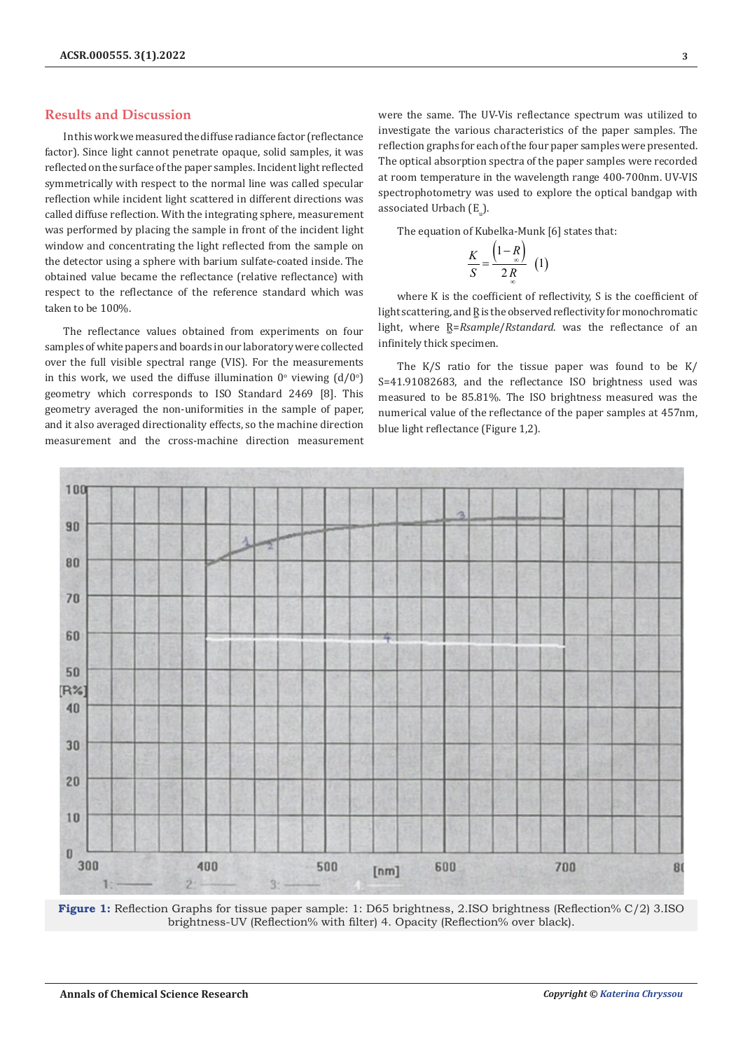## Results and Discussion

In this work we measured the diffuse radiance factor (reflectance factor). Since light cannot penetrate opaque, solid samples, it was reflected on the surface of the paper samples. Incident light reflected symmetrically with respect to the normal line was called specular reflection while incident light scattered in different directions was called diffuse reflection. With the integrating sphere, measurement was performed by placing the sample in front of the incident light window and concentrating the light reflected from the sample on the detector using a sphere with barium sulfate-coated inside. The obtained value became the reflectance (relative reflectance) with respect to the reflectance of the reference standard which was taken to be 100%.

The reflectance values obtained from experiments on four samples of white papers and boards in our laboratory were collected over the full visible spectral range (VIS). For the measurements in this work, we used the diffuse illumination 0° viewing (d/0°) geometry which corresponds to ISO Standard 2469 [8]. This geometry averaged the non-uniformities in the sample of paper, and it also averaged directionality effects, so the machine direction measurement and the cross-machine direction measurement were the same. The UV-Vis reflectance spectrum was utilized to investigate the various characteristics of the paper samples. The reflection graphs for each of the four paper samples were presented. The optical absorption spectra of the paper samples were recorded at room temperature in the wavelength range 400-700nm. UV-VIS spectrophotometry was used to explore the optical bandgap with associated Urbach ($E_u$).

The equation of Kubelka-Munk [6] states that:

$$\frac{K}{S} = \frac{\left(1 - R_{\infty}\right)}{2R_{\infty}} \quad (1)$$

where K is the coefficient of reflectivity, S is the coefficient of light scattering, and $R_{\infty}$ is the observed reflectivity for monochromatic light, where $R_{\infty}$=*Rsample/Rstandard*. was the reflectance of an infinitely thick specimen.

The K/S ratio for the tissue paper was found to be K/S=41.91082683, and the reflectance ISO brightness used was measured to be 85.81%. The ISO brightness measured was the numerical value of the reflectance of the paper samples at 457nm, blue light reflectance (Figure 1,2).

**Figure 1:** Reflection Graphs for tissue paper sample: 1: D65 brightness, 2.ISO brightness (Reflection% C/2) 3.ISO brightness-UV (Reflection% with filter) 4. Opacity (Reflection% over black).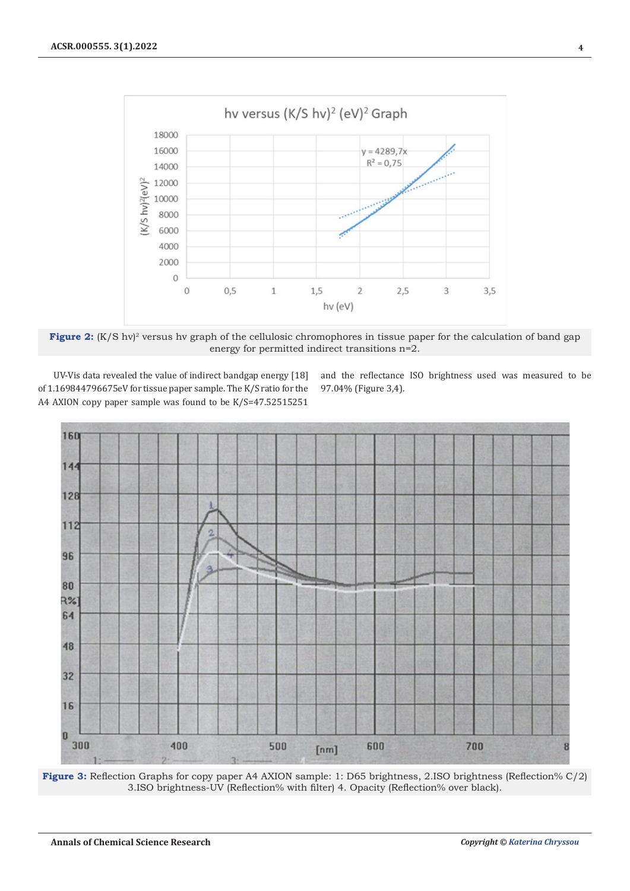**Figure 2:** $(K/S\ h\nu)^2$ versus hv graph of the cellulosic chromophores in tissue paper for the calculation of band gap energy for permitted indirect transitions n=2.

UV-Vis data revealed the value of indirect bandgap energy [18] of 1.169844796675eV for tissue paper sample. The K/S ratio for the A4 AXION copy paper sample was found to be K/S=47.52515251 and the reflectance ISO brightness used was measured to be 97.04% (Figure 3,4).

**Figure 3:** Reflection Graphs for copy paper A4 AXION sample: 1: D65 brightness, 2.ISO brightness (Reflection% C/2) 3.ISO brightness-UV (Reflection% with filter) 4. Opacity (Reflection% over black).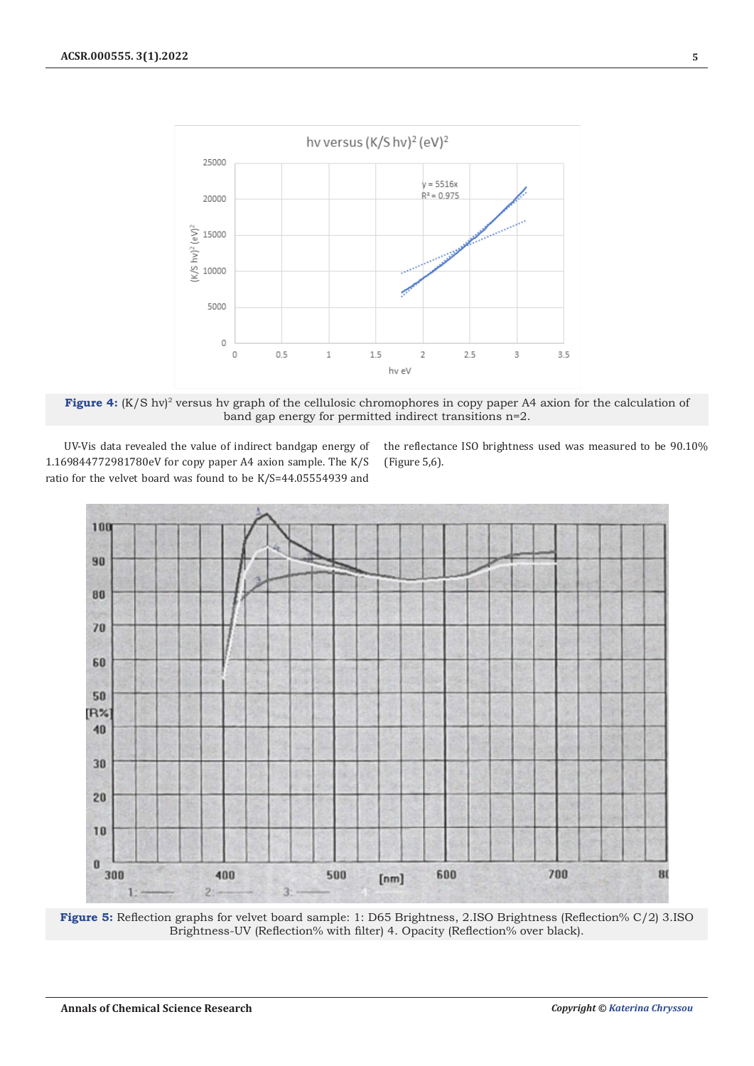**Figure 4:** $(K/S\ h\nu)^2$ versus hν graph of the cellulosic chromophores in copy paper A4 axion for the calculation of band gap energy for permitted indirect transitions n=2.

UV-Vis data revealed the value of indirect bandgap energy of 1.169844772981780eV for copy paper A4 axion sample. The K/S ratio for the velvet board was found to be K/S=44.05554939 and the reflectance ISO brightness used was measured to be 90.10% (Figure 5,6).

**Figure 5:** Reflection graphs for velvet board sample: 1: D65 Brightness, 2.ISO Brightness (Reflection% C/2) 3.ISO Brightness-UV (Reflection% with filter) 4. Opacity (Reflection% over black).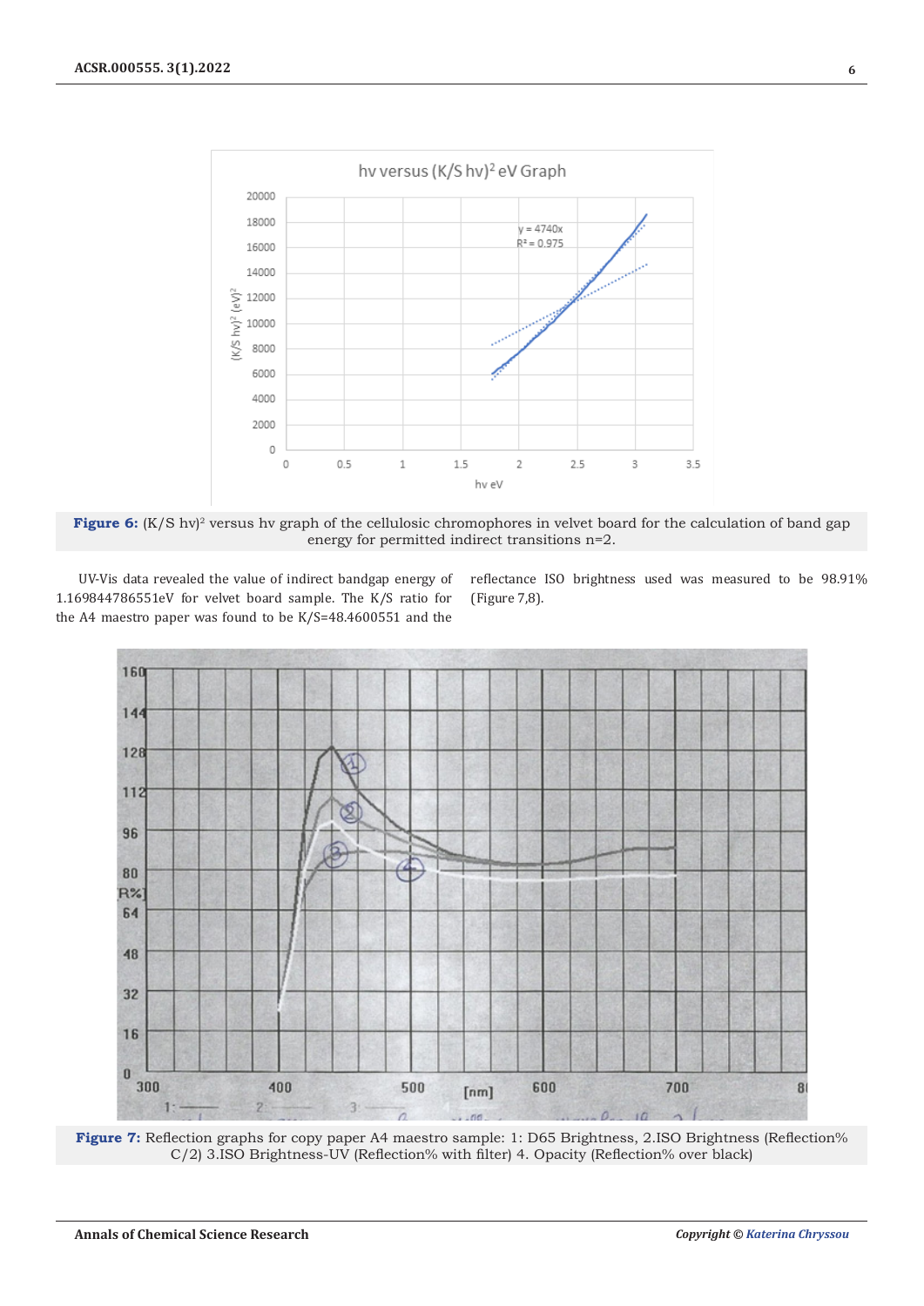**Figure 6:** $(K/S\ h\nu)^2$ versus hν graph of the cellulosic chromophores in velvet board for the calculation of band gap energy for permitted indirect transitions n=2.

UV-Vis data revealed the value of indirect bandgap energy of 1.169844786551eV for velvet board sample. The K/S ratio for the A4 maestro paper was found to be K/S=48.4600551 and the reflectance ISO brightness used was measured to be 98.91% (Figure 7,8).

**Figure 7:** Reflection graphs for copy paper A4 maestro sample: 1: D65 Brightness, 2.ISO Brightness (Reflection% C/2) 3.ISO Brightness-UV (Reflection% with filter) 4. Opacity (Reflection% over black)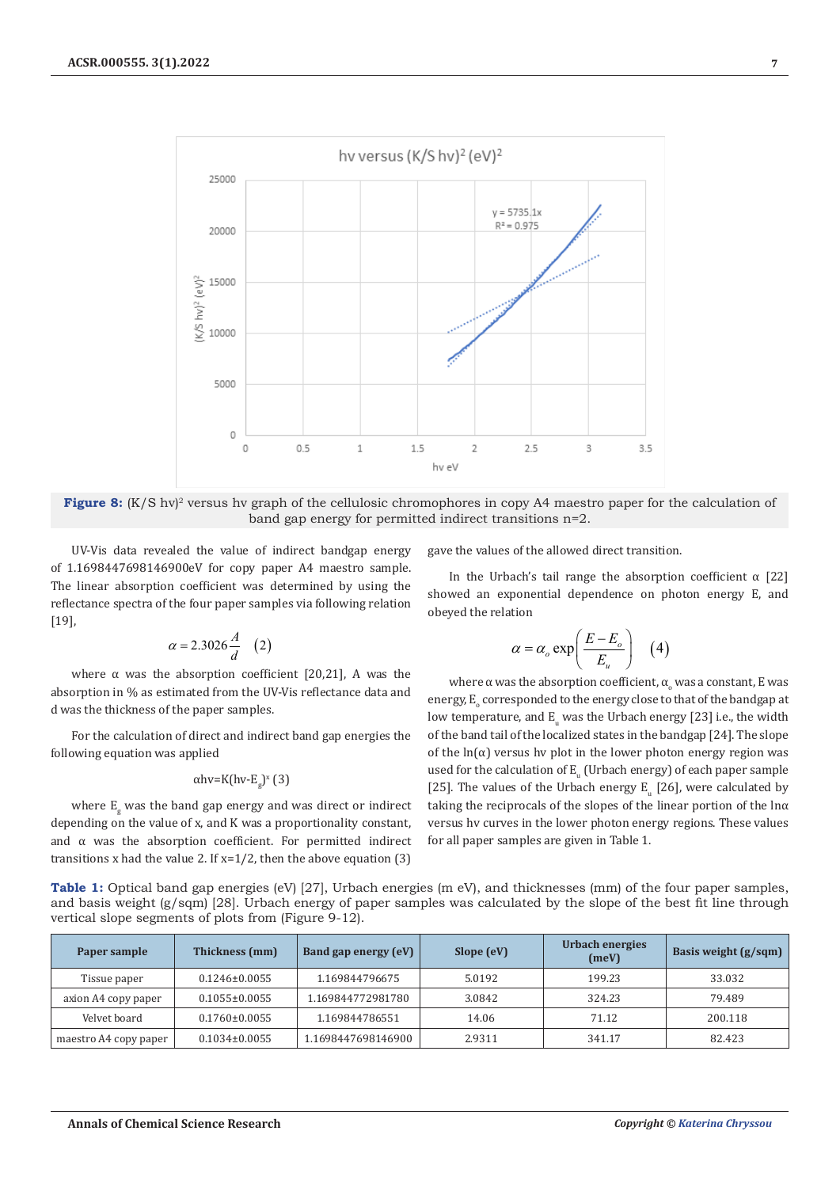**Figure 8:** $(K/S\ h\nu)^2$ versus hv graph of the cellulosic chromophores in copy A4 maestro paper for the calculation of band gap energy for permitted indirect transitions n=2.

UV-Vis data revealed the value of indirect bandgap energy of 1.1698447698146900eV for copy paper A4 maestro sample. The linear absorption coefficient was determined by using the reflectance spectra of the four paper samples via following relation [19],

$$\alpha = 2.3026\frac{A}{d} \quad (2)$$

where α was the absorption coefficient [20,21], A was the absorption in % as estimated from the UV-Vis reflectance data and d was the thickness of the paper samples.

For the calculation of direct and indirect band gap energies the following equation was applied

$$\alpha h\nu = K(h\nu - E_g)^x \ (3)$$

where $E_g$ was the band gap energy and was direct or indirect depending on the value of x, and K was a proportionality constant, and α was the absorption coefficient. For permitted indirect transitions x had the value 2. If x=1/2, then the above equation (3) gave the values of the allowed direct transition.

In the Urbach's tail range the absorption coefficient α [22] showed an exponential dependence on photon energy E, and obeyed the relation

$$\alpha = \alpha_o \exp\left(\frac{E - E_o}{E_u}\right) \quad (4)$$

where α was the absorption coefficient, $\alpha_o$ was a constant, E was energy, $E_o$ corresponded to the energy close to that of the bandgap at low temperature, and $E_u$ was the Urbach energy [23] i.e., the width of the band tail of the localized states in the bandgap [24]. The slope of the ln(α) versus hν plot in the lower photon energy region was used for the calculation of $E_u$ (Urbach energy) of each paper sample [25]. The values of the Urbach energy $E_u$ [26], were calculated by taking the reciprocals of the slopes of the linear portion of the lnα versus hν curves in the lower photon energy regions. These values for all paper samples are given in Table 1.

**Table 1:** Optical band gap energies (eV) [27], Urbach energies (m eV), and thicknesses (mm) of the four paper samples, and basis weight (g/sqm) [28]. Urbach energy of paper samples was calculated by the slope of the best fit line through vertical slope segments of plots from (Figure 9-12).

| Paper sample | Thickness (mm) | Band gap energy (eV) | Slope (eV) | Urbach energies (meV) | Basis weight (g/sqm) |
|---|---|---|---|---|---|
| Tissue paper | 0.1246±0.0055 | 1.169844796675 | 5.0192 | 199.23 | 33.032 |
| axion A4 copy paper | 0.1055±0.0055 | 1.169844772981780 | 3.0842 | 324.23 | 79.489 |
| Velvet board | 0.1760±0.0055 | 1.169844786551 | 14.06 | 71.12 | 200.118 |
| maestro A4 copy paper | 0.1034±0.0055 | 1.1698447698146900 | 2.9311 | 341.17 | 82.423 |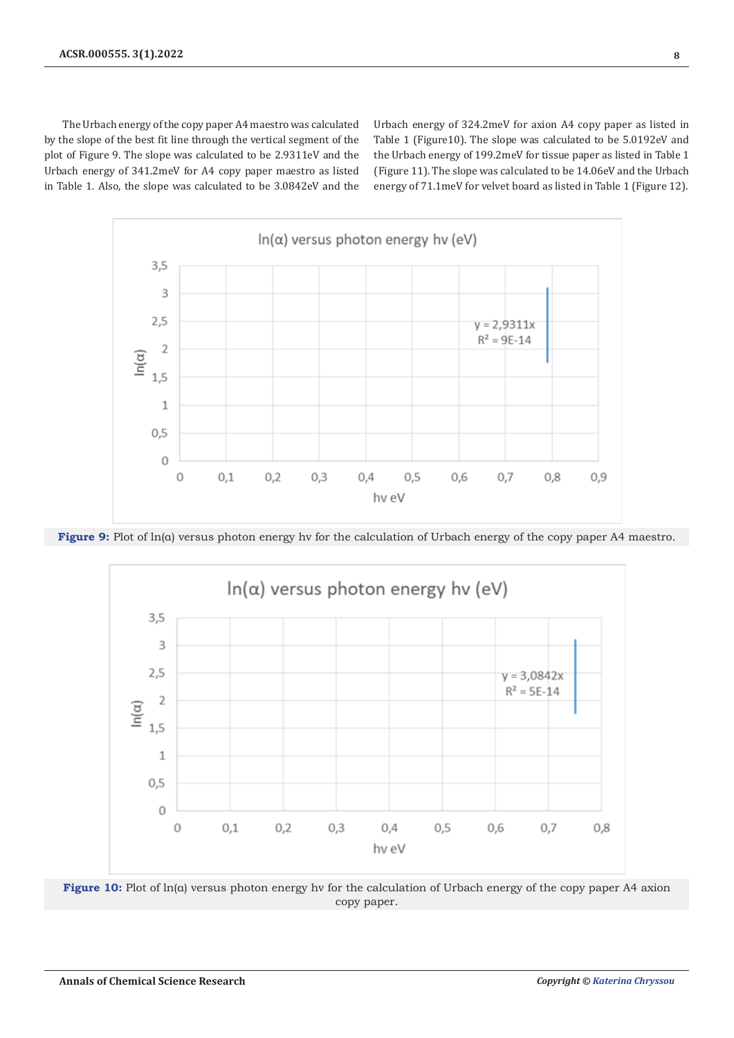The Urbach energy of the copy paper A4 maestro was calculated by the slope of the best fit line through the vertical segment of the plot of Figure 9. The slope was calculated to be 2.9311eV and the Urbach energy of 341.2meV for A4 copy paper maestro as listed in Table 1. Also, the slope was calculated to be 3.0842eV and the Urbach energy of 324.2meV for axion A4 copy paper as listed in Table 1 (Figure10). The slope was calculated to be 5.0192eV and the Urbach energy of 199.2meV for tissue paper as listed in Table 1 (Figure 11). The slope was calculated to be 14.06eV and the Urbach energy of 71.1meV for velvet board as listed in Table 1 (Figure 12).

**Figure 9:** Plot of ln(α) versus photon energy hv for the calculation of Urbach energy of the copy paper A4 maestro.

**Figure 10:** Plot of ln(α) versus photon energy hv for the calculation of Urbach energy of the copy paper A4 axion copy paper.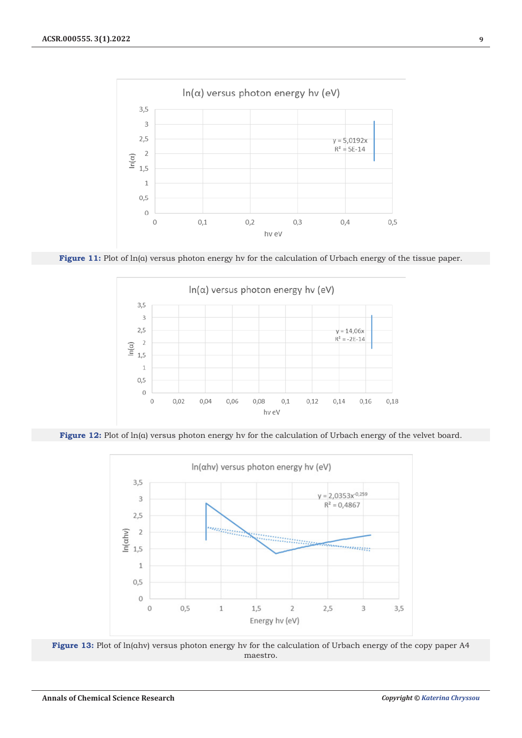**Figure 11:** Plot of ln(α) versus photon energy hv for the calculation of Urbach energy of the tissue paper.

**Figure 12:** Plot of ln(α) versus photon energy hv for the calculation of Urbach energy of the velvet board.

**Figure 13:** Plot of ln(αhv) versus photon energy hv for the calculation of Urbach energy of the copy paper A4 maestro.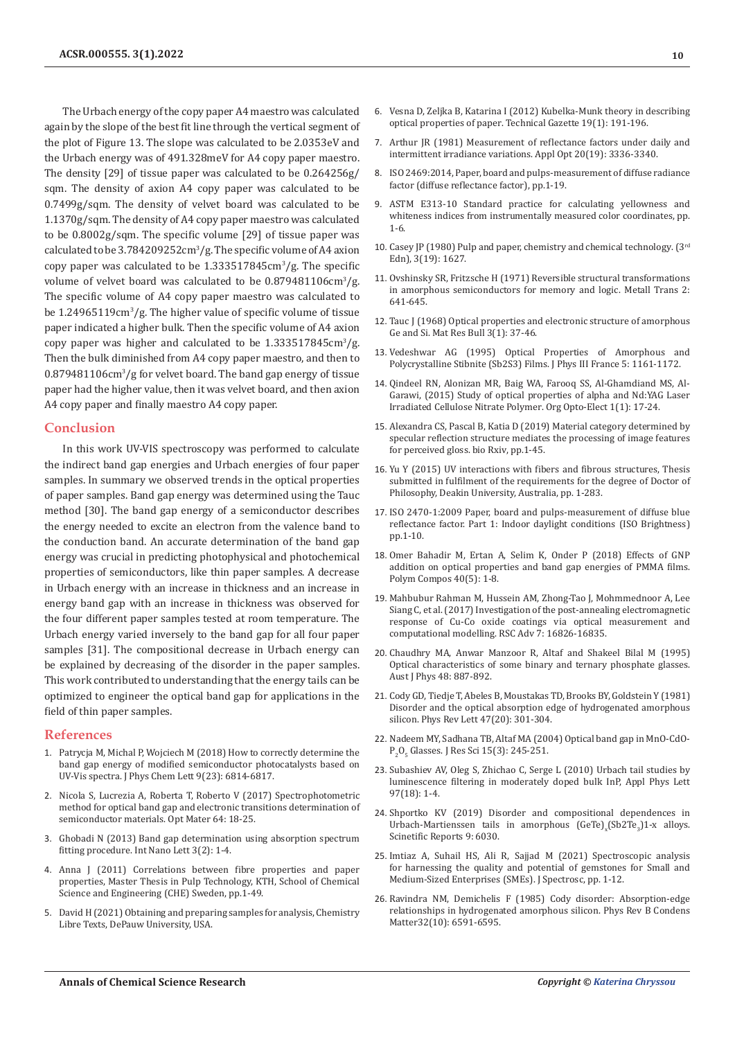The Urbach energy of the copy paper A4 maestro was calculated again by the slope of the best fit line through the vertical segment of the plot of Figure 13. The slope was calculated to be 2.0353eV and the Urbach energy was of 491.328meV for A4 copy paper maestro. The density [29] of tissue paper was calculated to be 0.264256g/sqm. The density of axion A4 copy paper was calculated to be 0.7499g/sqm. The density of velvet board was calculated to be 1.1370g/sqm. The density of A4 copy paper maestro was calculated to be 0.8002g/sqm. The specific volume [29] of tissue paper was calculated to be 3.784209252cm$^3$/g. The specific volume of A4 axion copy paper was calculated to be 1.333517845cm$^3$/g. The specific volume of velvet board was calculated to be 0.879481106cm$^3$/g. The specific volume of A4 copy paper maestro was calculated to be 1.24965119cm$^3$/g. The higher value of specific volume of tissue paper indicated a higher bulk. Then the specific volume of A4 axion copy paper was higher and calculated to be 1.333517845cm$^3$/g. Then the bulk diminished from A4 copy paper maestro, and then to 0.879481106cm$^3$/g for velvet board. The band gap energy of tissue paper had the higher value, then it was velvet board, and then axion A4 copy paper and finally maestro A4 copy paper.

## Conclusion

In this work UV-VIS spectroscopy was performed to calculate the indirect band gap energies and Urbach energies of four paper samples. In summary we observed trends in the optical properties of paper samples. Band gap energy was determined using the Tauc method [30]. The band gap energy of a semiconductor describes the energy needed to excite an electron from the valence band to the conduction band. An accurate determination of the band gap energy was crucial in predicting photophysical and photochemical properties of semiconductors, like thin paper samples. A decrease in Urbach energy with an increase in thickness and an increase in energy band gap with an increase in thickness was observed for the four different paper samples tested at room temperature. The Urbach energy varied inversely to the band gap for all four paper samples [31]. The compositional decrease in Urbach energy can be explained by decreasing of the disorder in the paper samples. This work contributed to understanding that the energy tails can be optimized to engineer the optical band gap for applications in the field of thin paper samples.

## References

1. Patrycja M, Michal P, Wojciech M (2018) How to correctly determine the band gap energy of modified semiconductor photocatalysts based on UV-Vis spectra. J Phys Chem Lett 9(23): 6814-6817.
2. Nicola S, Lucrezia A, Roberta T, Roberto V (2017) Spectrophotometric method for optical band gap and electronic transitions determination of semiconductor materials. Opt Mater 64: 18-25.
3. Ghobadi N (2013) Band gap determination using absorption spectrum fitting procedure. Int Nano Lett 3(2): 1-4.
4. Anna J (2011) Correlations between fibre properties and paper properties, Master Thesis in Pulp Technology, KTH, School of Chemical Science and Engineering (CHE) Sweden, pp.1-49.
5. David H (2021) Obtaining and preparing samples for analysis, Chemistry Libre Texts, DePauw University, USA.
6. Vesna D, Zeljka B, Katarina I (2012) Kubelka-Munk theory in describing optical properties of paper. Technical Gazette 19(1): 191-196.
7. Arthur JR (1981) Measurement of reflectance factors under daily and intermittent irradiance variations. Appl Opt 20(19): 3336-3340.
8. ISO 2469:2014, Paper, board and pulps-measurement of diffuse radiance factor (diffuse reflectance factor), pp.1-19.
9. ASTM E313-10 Standard practice for calculating yellowness and whiteness indices from instrumentally measured color coordinates, pp. 1-6.
10. Casey JP (1980) Pulp and paper, chemistry and chemical technology. (3rd Edn), 3(19): 1627.
11. Ovshinsky SR, Fritzsche H (1971) Reversible structural transformations in amorphous semiconductors for memory and logic. Metall Trans 2: 641-645.
12. Tauc J (1968) Optical properties and electronic structure of amorphous Ge and Si. Mat Res Bull 3(1): 37-46.
13. Vedeshwar AG (1995) Optical Properties of Amorphous and Polycrystalline Stibnite (Sb2S3) Films. J Phys III France 5: 1161-1172.
14. Qindeel RN, Alonizan MR, Baig WA, Farooq SS, Al-Ghamdiand MS, Al-Garawi, (2015) Study of optical properties of alpha and Nd:YAG Laser Irradiated Cellulose Nitrate Polymer. Org Opto-Elect 1(1): 17-24.
15. Alexandra CS, Pascal B, Katia D (2019) Material category determined by specular reflection structure mediates the processing of image features for perceived gloss. bio Rxiv, pp.1-45.
16. Yu Y (2015) UV interactions with fibers and fibrous structures, Thesis submitted in fulfilment of the requirements for the degree of Doctor of Philosophy, Deakin University, Australia, pp. 1-283.
17. ISO 2470-1:2009 Paper, board and pulps-measurement of diffuse blue reflectance factor. Part 1: Indoor daylight conditions (ISO Brightness) pp.1-10.
18. Omer Bahadir M, Ertan A, Selim K, Onder P (2018) Effects of GNP addition on optical properties and band gap energies of PMMA films. Polym Compos 40(5): 1-8.
19. Mahbubur Rahman M, Hussein AM, Zhong-Tao J, Mohmmednoor A, Lee Siang C, et al. (2017) Investigation of the post-annealing electromagnetic response of Cu-Co oxide coatings via optical measurement and computational modelling. RSC Adv 7: 16826-16835.
20. Chaudhry MA, Anwar Manzoor R, Altaf and Shakeel Bilal M (1995) Optical characteristics of some binary and ternary phosphate glasses. Aust J Phys 48: 887-892.
21. Cody GD, Tiedje T, Abeles B, Moustakas TD, Brooks BY, Goldstein Y (1981) Disorder and the optical absorption edge of hydrogenated amorphous silicon. Phys Rev Lett 47(20): 301-304.
22. Nadeem MY, Sadhana TB, Altaf MA (2004) Optical band gap in MnO-CdO-$P_2O_5$ Glasses. J Res Sci 15(3): 245-251.
23. Subashiev AV, Oleg S, Zhichao C, Serge L (2010) Urbach tail studies by luminescence filtering in moderately doped bulk InP, Appl Phys Lett 97(18): 1-4.
24. Shportko KV (2019) Disorder and compositional dependences in Urbach-Martienssen tails in amorphous $(GeTe)_x(Sb_2Te_3)_{1-x}$ alloys. Scienctific Reports 9: 6030.
25. Imtiaz A, Suhail HS, Ali R, Sajjad M (2021) Spectroscopic analysis for harnessing the quality and potential of gemstones for Small and Medium-Sized Enterprises (SMEs). J Spectrosc, pp. 1-12.
26. Ravindra NM, Demichelis F (1985) Cody disorder: Absorption-edge relationships in hydrogenated amorphous silicon. Phys Rev B Condens Matter32(10): 6591-6595.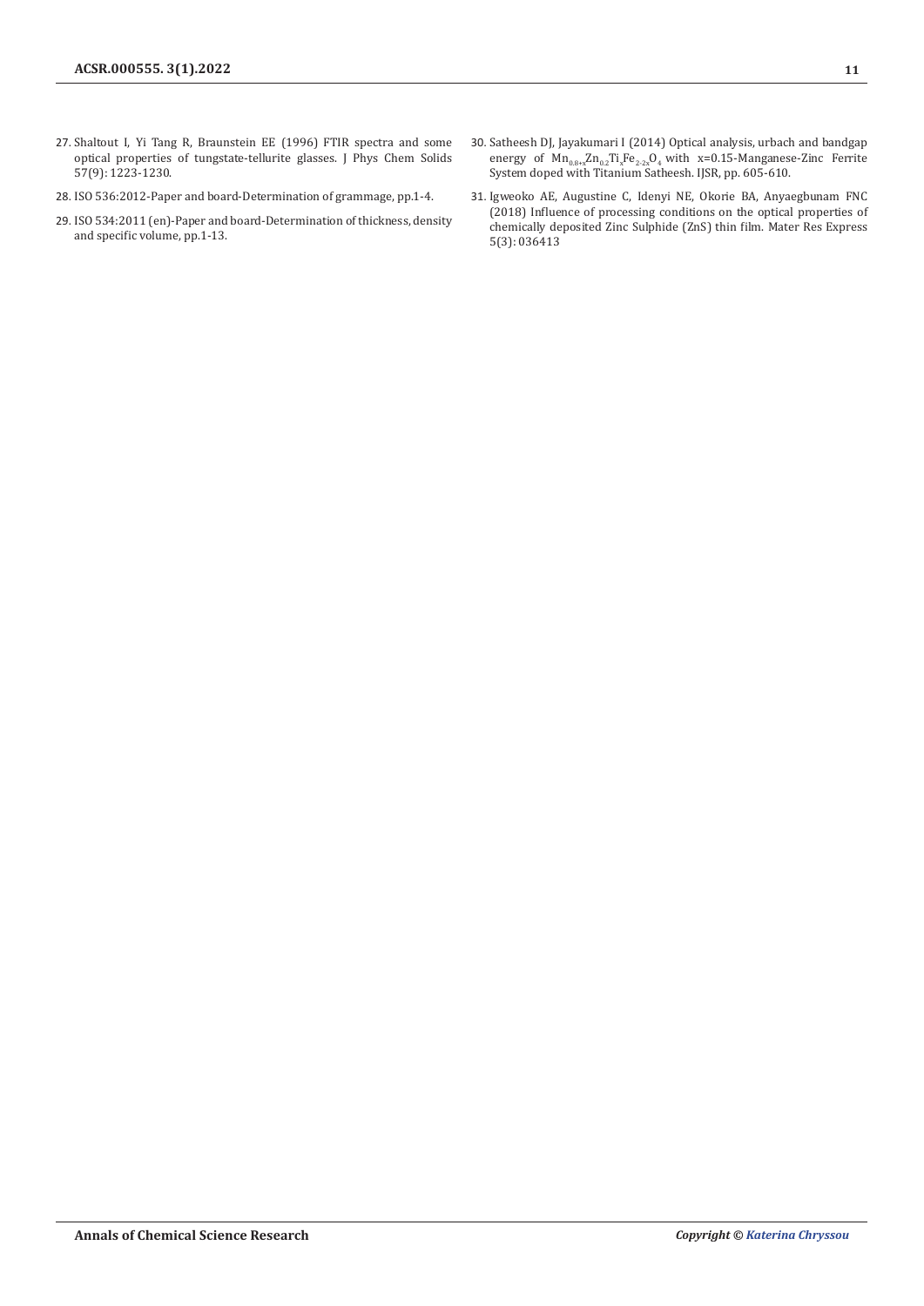27. Shaltout I, Yi Tang R, Braunstein EE (1996) FTIR spectra and some optical properties of tungstate-tellurite glasses. J Phys Chem Solids 57(9): 1223-1230.
28. ISO 536:2012-Paper and board-Determination of grammage, pp.1-4.
29. ISO 534:2011 (en)-Paper and board-Determination of thickness, density and specific volume, pp.1-13.
30. Satheesh DJ, Jayakumari I (2014) Optical analysis, urbach and bandgap energy of $Mn_{0.8+x}Zn_{0.2}Ti_xFe_{2-2x}O_4$ with x=0.15-Manganese-Zinc Ferrite System doped with Titanium Satheesh. IJSR, pp. 605-610.
31. Igweoko AE, Augustine C, Idenyi NE, Okorie BA, Anyaegbunam FNC (2018) Influence of processing conditions on the optical properties of chemically deposited Zinc Sulphide (ZnS) thin film. Mater Res Express 5(3): 036413